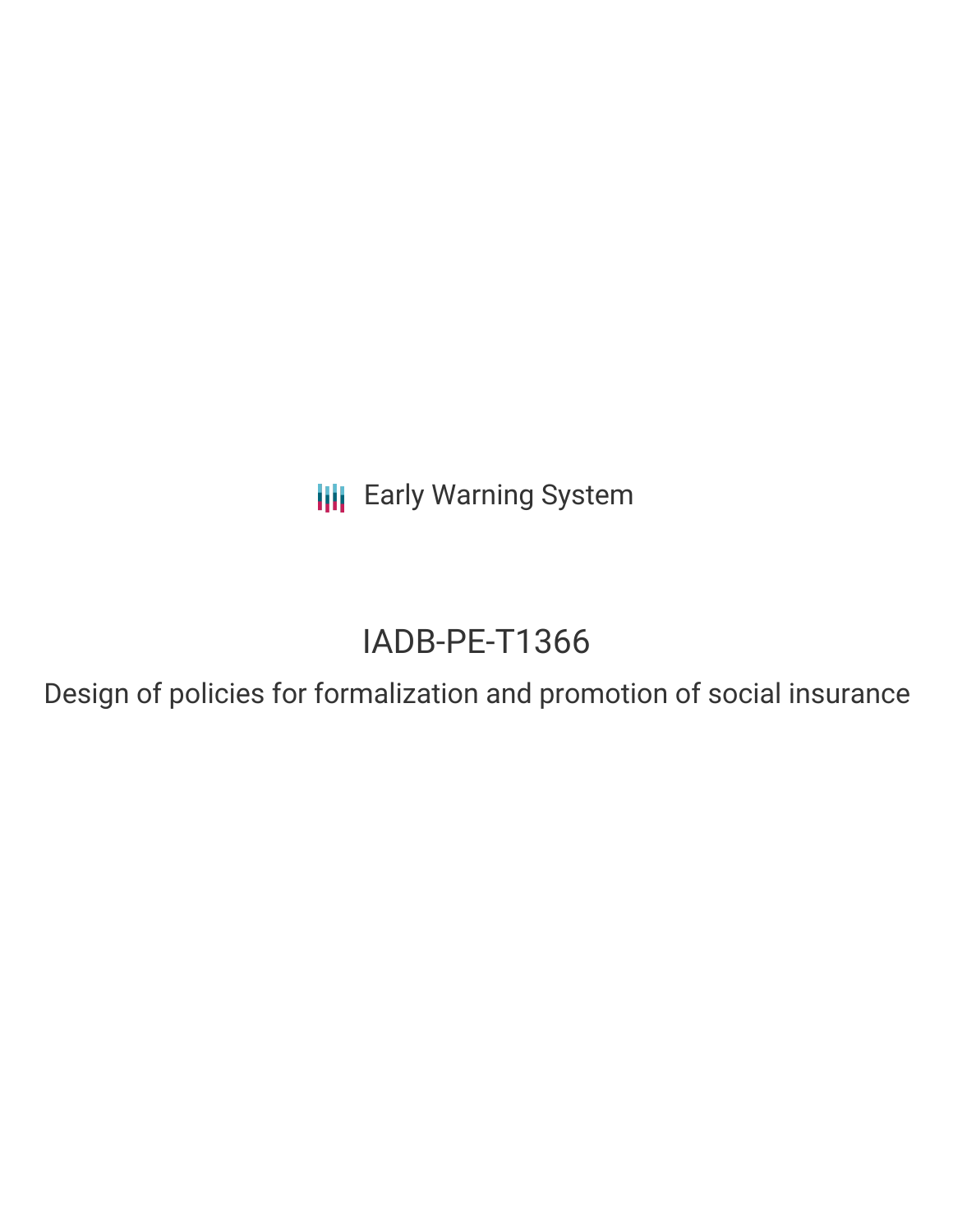Early Warning System

# IADB-PE-T1366

Design of policies for formalization and promotion of social insurance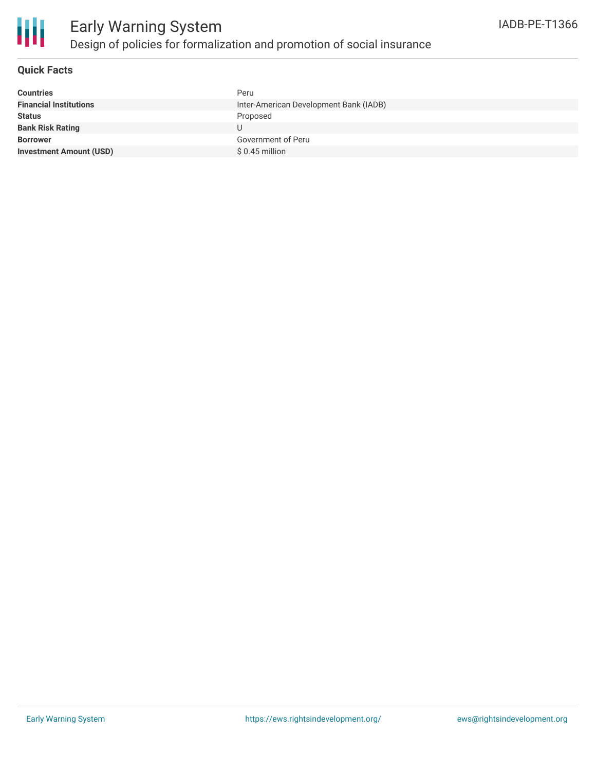# Early Warning System

## Design of policies for formalization and promotion of social insurance

IADB-PE-T1366

### Quick Facts

| | |
|---|---|
| **Countries** | Peru |
| **Financial Institutions** | Inter-American Development Bank (IADB) |
| **Status** | Proposed |
| **Bank Risk Rating** | U |
| **Borrower** | Government of Peru |
| **Investment Amount (USD)** | $ 0.45 million |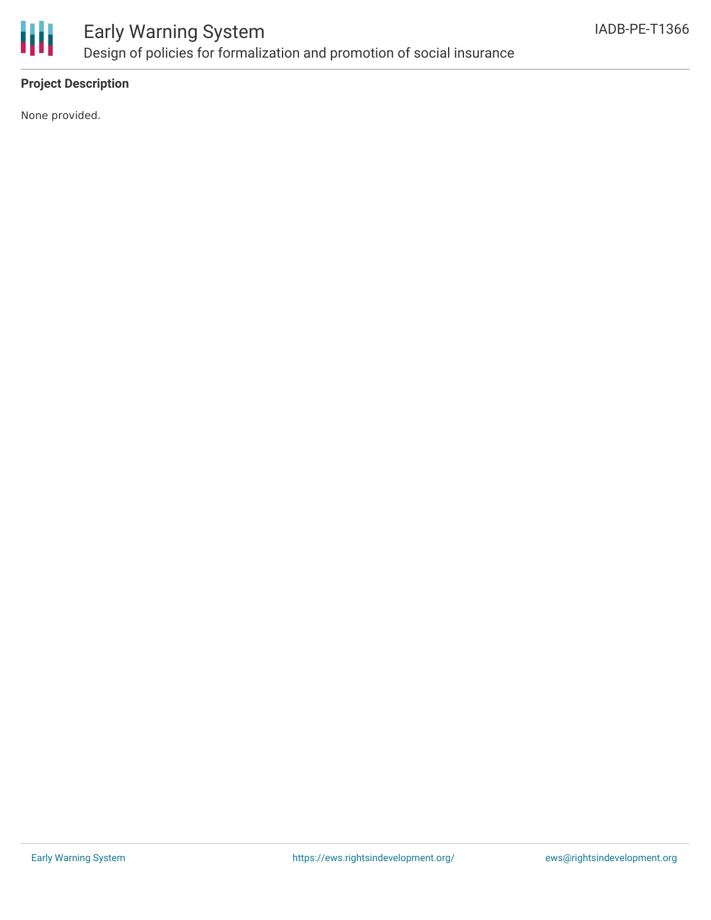**Project Description**

None provided.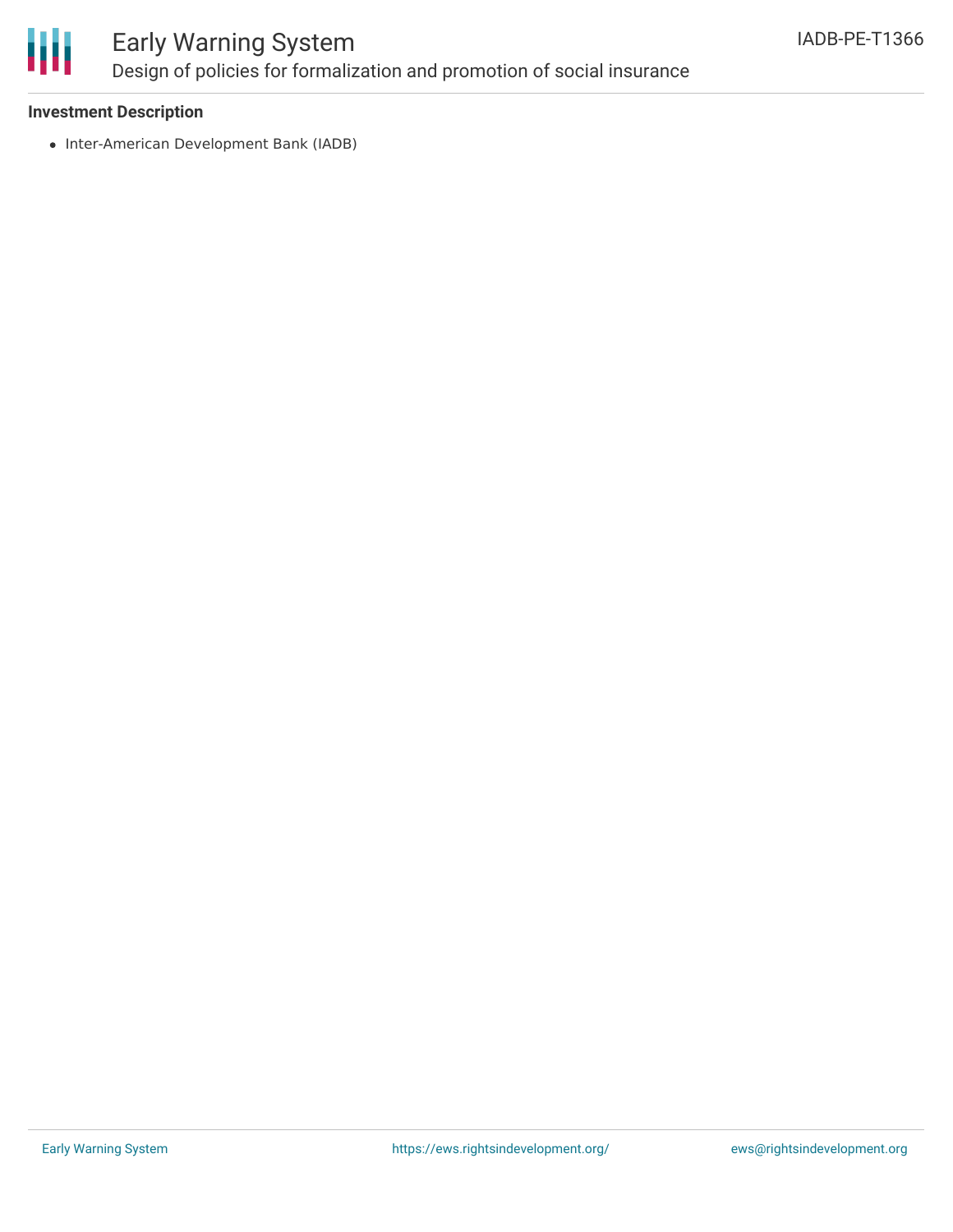**Investment Description**

- Inter-American Development Bank (IADB)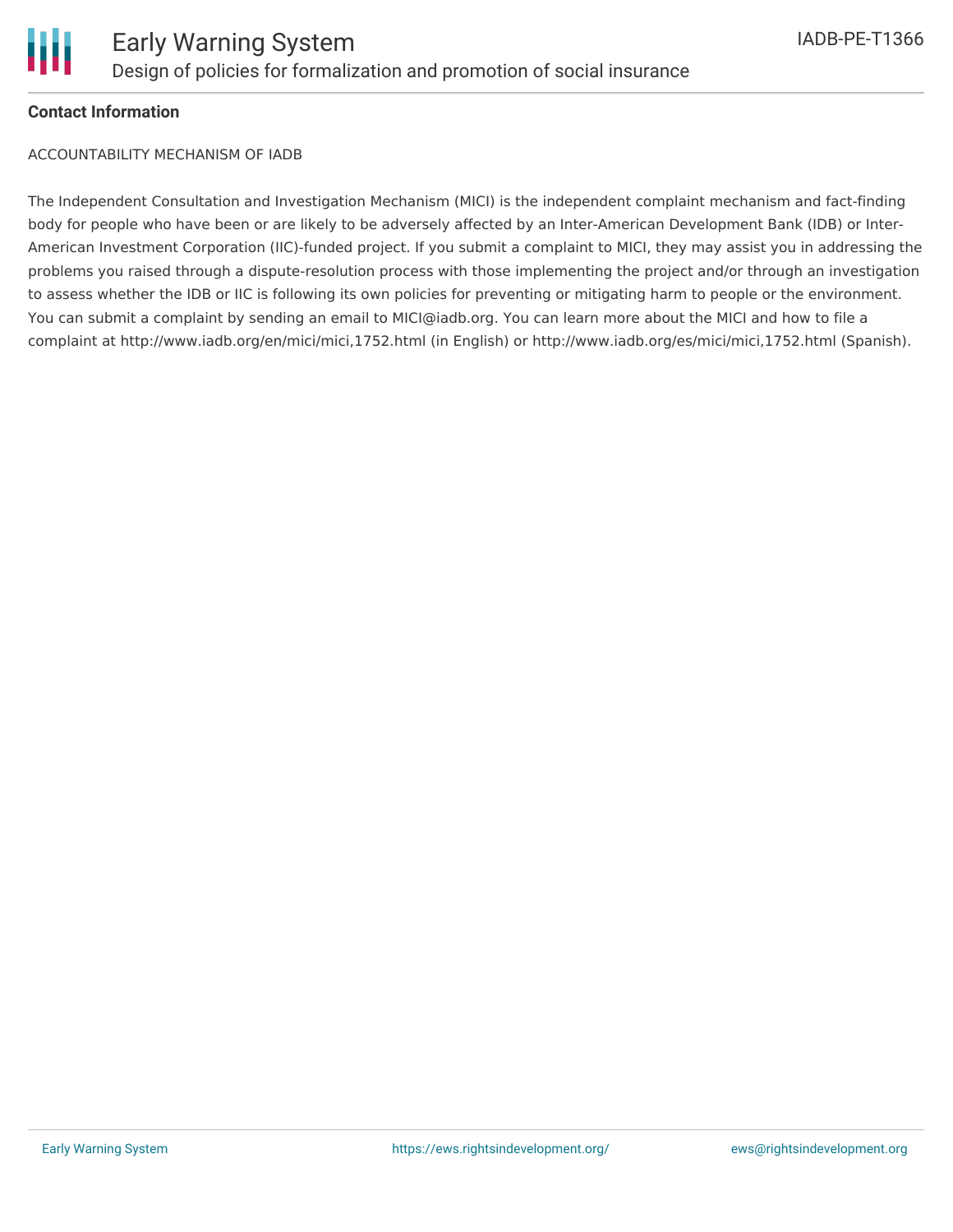**Contact Information**

ACCOUNTABILITY MECHANISM OF IADB

The Independent Consultation and Investigation Mechanism (MICI) is the independent complaint mechanism and fact-finding body for people who have been or are likely to be adversely affected by an Inter-American Development Bank (IDB) or Inter-American Investment Corporation (IIC)-funded project. If you submit a complaint to MICI, they may assist you in addressing the problems you raised through a dispute-resolution process with those implementing the project and/or through an investigation to assess whether the IDB or IIC is following its own policies for preventing or mitigating harm to people or the environment. You can submit a complaint by sending an email to MICI@iadb.org. You can learn more about the MICI and how to file a complaint at http://www.iadb.org/en/mici/mici,1752.html (in English) or http://www.iadb.org/es/mici/mici,1752.html (Spanish).